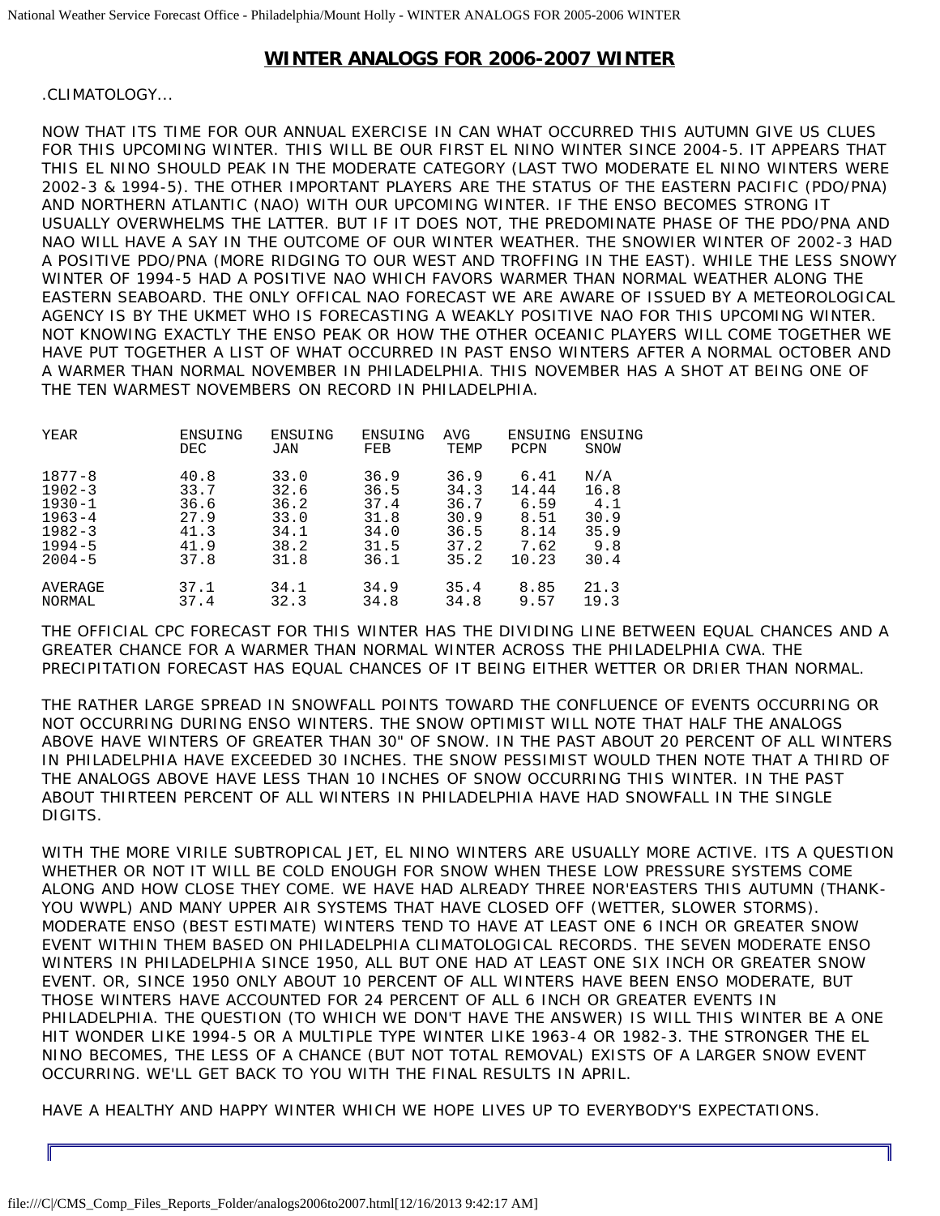# WINTER ANALOGS FOR 2006-2007 WINTER

.CLIMATOLOGY...

NOW THAT ITS TIME FOR OUR ANNUAL EXERCISE IN CAN WHAT OCCURRED THIS AUTUMN GIVE US CLUES FOR THIS UPCOMING WINTER. THIS WILL BE OUR FIRST EL NINO WINTER SINCE 2004-5. IT APPEARS THAT THIS EL NINO SHOULD PEAK IN THE MODERATE CATEGORY (LAST TWO MODERATE EL NINO WINTERS WERE 2002-3 & 1994-5). THE OTHER IMPORTANT PLAYERS ARE THE STATUS OF THE EASTERN PACIFIC (PDO/PNA) AND NORTHERN ATLANTIC (NAO) WITH OUR UPCOMING WINTER. IF THE ENSO BECOMES STRONG IT USUALLY OVERWHELMS THE LATTER. BUT IF IT DOES NOT, THE PREDOMINATE PHASE OF THE PDO/PNA AND NAO WILL HAVE A SAY IN THE OUTCOME OF OUR WINTER WEATHER. THE SNOWIER WINTER OF 2002-3 HAD A POSITIVE PDO/PNA (MORE RIDGING TO OUR WEST AND TROFFING IN THE EAST). WHILE THE LESS SNOWY WINTER OF 1994-5 HAD A POSITIVE NAO WHICH FAVORS WARMER THAN NORMAL WEATHER ALONG THE EASTERN SEABOARD. THE ONLY OFFICAL NAO FORECAST WE ARE AWARE OF ISSUED BY A METEOROLOGICAL AGENCY IS BY THE UKMET WHO IS FORECASTING A WEAKLY POSITIVE NAO FOR THIS UPCOMING WINTER. NOT KNOWING EXACTLY THE ENSO PEAK OR HOW THE OTHER OCEANIC PLAYERS WILL COME TOGETHER WE HAVE PUT TOGETHER A LIST OF WHAT OCCURRED IN PAST ENSO WINTERS AFTER A NORMAL OCTOBER AND A WARMER THAN NORMAL NOVEMBER IN PHILADELPHIA. THIS NOVEMBER HAS A SHOT AT BEING ONE OF THE TEN WARMEST NOVEMBERS ON RECORD IN PHILADELPHIA.

| YEAR | ENSUING DEC | ENSUING JAN | ENSUING FEB | AVG TEMP | ENSUING PCPN | ENSUING SNOW |
|---|---|---|---|---|---|---|
| 1877-8 | 40.8 | 33.0 | 36.9 | 36.9 | 6.41 | N/A |
| 1902-3 | 33.7 | 32.6 | 36.5 | 34.3 | 14.44 | 16.8 |
| 1930-1 | 36.6 | 36.2 | 37.4 | 36.7 | 6.59 | 4.1 |
| 1963-4 | 27.9 | 33.0 | 31.8 | 30.9 | 8.51 | 30.9 |
| 1982-3 | 41.3 | 34.1 | 34.0 | 36.5 | 8.14 | 35.9 |
| 1994-5 | 41.9 | 38.2 | 31.5 | 37.2 | 7.62 | 9.8 |
| 2004-5 | 37.8 | 31.8 | 36.1 | 35.2 | 10.23 | 30.4 |
| AVERAGE | 37.1 | 34.1 | 34.9 | 35.4 | 8.85 | 21.3 |
| NORMAL | 37.4 | 32.3 | 34.8 | 34.8 | 9.57 | 19.3 |

THE OFFICIAL CPC FORECAST FOR THIS WINTER HAS THE DIVIDING LINE BETWEEN EQUAL CHANCES AND A GREATER CHANCE FOR A WARMER THAN NORMAL WINTER ACROSS THE PHILADELPHIA CWA. THE PRECIPITATION FORECAST HAS EQUAL CHANCES OF IT BEING EITHER WETTER OR DRIER THAN NORMAL.

THE RATHER LARGE SPREAD IN SNOWFALL POINTS TOWARD THE CONFLUENCE OF EVENTS OCCURRING OR NOT OCCURRING DURING ENSO WINTERS. THE SNOW OPTIMIST WILL NOTE THAT HALF THE ANALOGS ABOVE HAVE WINTERS OF GREATER THAN 30" OF SNOW. IN THE PAST ABOUT 20 PERCENT OF ALL WINTERS IN PHILADELPHIA HAVE EXCEEDED 30 INCHES. THE SNOW PESSIMIST WOULD THEN NOTE THAT A THIRD OF THE ANALOGS ABOVE HAVE LESS THAN 10 INCHES OF SNOW OCCURRING THIS WINTER. IN THE PAST ABOUT THIRTEEN PERCENT OF ALL WINTERS IN PHILADELPHIA HAVE HAD SNOWFALL IN THE SINGLE DIGITS.

WITH THE MORE VIRILE SUBTROPICAL JET, EL NINO WINTERS ARE USUALLY MORE ACTIVE. ITS A QUESTION WHETHER OR NOT IT WILL BE COLD ENOUGH FOR SNOW WHEN THESE LOW PRESSURE SYSTEMS COME ALONG AND HOW CLOSE THEY COME. WE HAVE HAD ALREADY THREE NOR'EASTERS THIS AUTUMN (THANK-YOU WWPL) AND MANY UPPER AIR SYSTEMS THAT HAVE CLOSED OFF (WETTER, SLOWER STORMS). MODERATE ENSO (BEST ESTIMATE) WINTERS TEND TO HAVE AT LEAST ONE 6 INCH OR GREATER SNOW EVENT WITHIN THEM BASED ON PHILADELPHIA CLIMATOLOGICAL RECORDS. THE SEVEN MODERATE ENSO WINTERS IN PHILADELPHIA SINCE 1950, ALL BUT ONE HAD AT LEAST ONE SIX INCH OR GREATER SNOW EVENT. OR, SINCE 1950 ONLY ABOUT 10 PERCENT OF ALL WINTERS HAVE BEEN ENSO MODERATE, BUT THOSE WINTERS HAVE ACCOUNTED FOR 24 PERCENT OF ALL 6 INCH OR GREATER EVENTS IN PHILADELPHIA. THE QUESTION (TO WHICH WE DON'T HAVE THE ANSWER) IS WILL THIS WINTER BE A ONE HIT WONDER LIKE 1994-5 OR A MULTIPLE TYPE WINTER LIKE 1963-4 OR 1982-3. THE STRONGER THE EL NINO BECOMES, THE LESS OF A CHANCE (BUT NOT TOTAL REMOVAL) EXISTS OF A LARGER SNOW EVENT OCCURRING. WE'LL GET BACK TO YOU WITH THE FINAL RESULTS IN APRIL.

HAVE A HEALTHY AND HAPPY WINTER WHICH WE HOPE LIVES UP TO EVERYBODY'S EXPECTATIONS.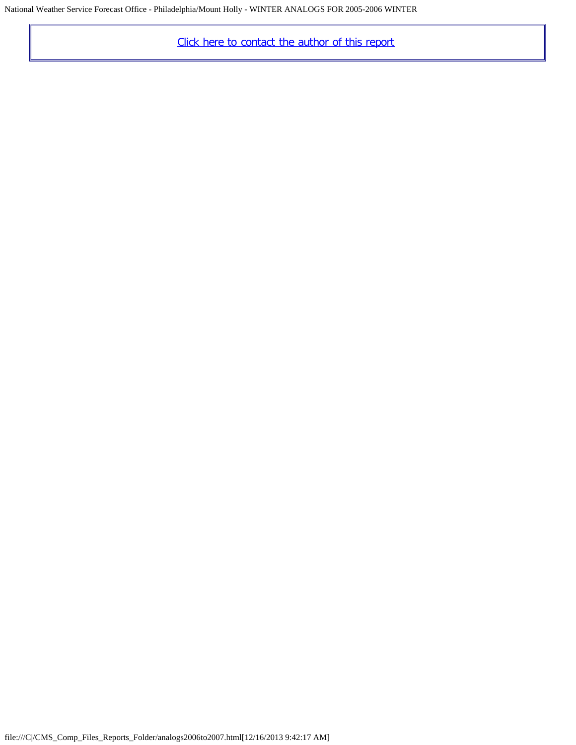[Click here to contact the author of this report]